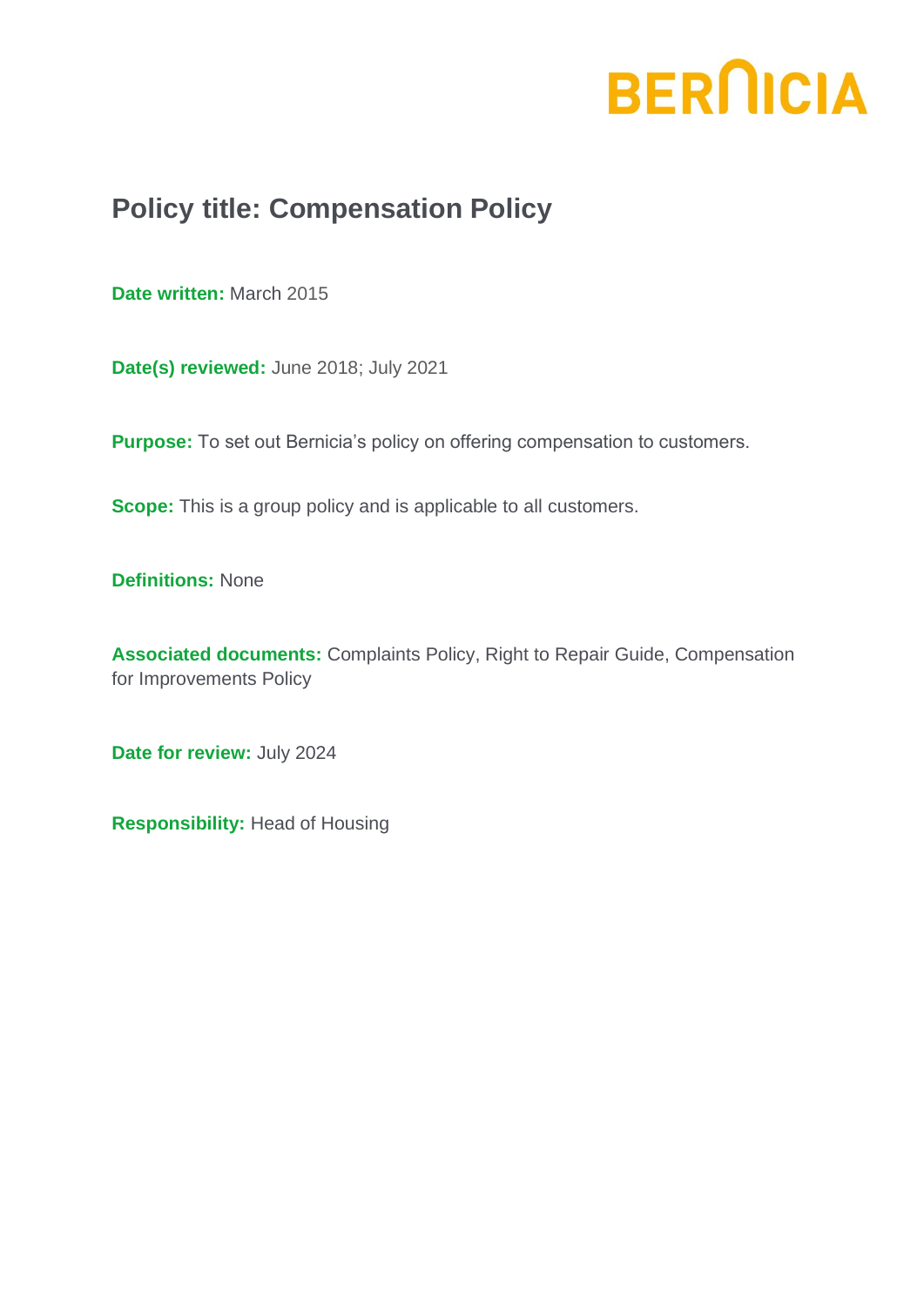BERNICIA

# Policy title: Compensation Policy

**Date written:** March 2015

**Date(s) reviewed:** June 2018; July 2021

**Purpose:** To set out Bernicia's policy on offering compensation to customers.

**Scope:** This is a group policy and is applicable to all customers.

**Definitions:** None

**Associated documents:** Complaints Policy, Right to Repair Guide, Compensation for Improvements Policy

**Date for review:** July 2024

**Responsibility:** Head of Housing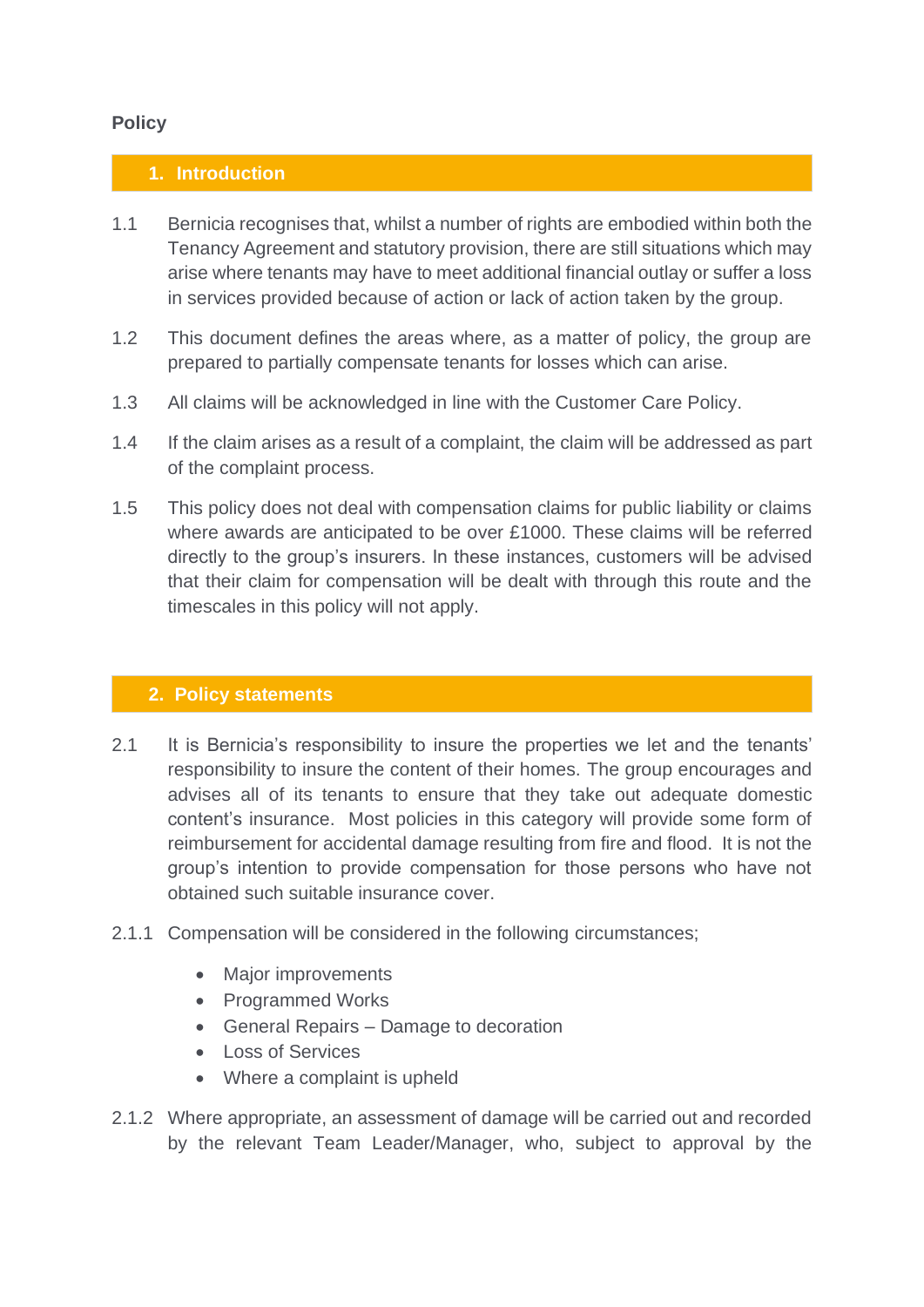**Policy**

## 1. Introduction

1.1 Bernicia recognises that, whilst a number of rights are embodied within both the Tenancy Agreement and statutory provision, there are still situations which may arise where tenants may have to meet additional financial outlay or suffer a loss in services provided because of action or lack of action taken by the group.

1.2 This document defines the areas where, as a matter of policy, the group are prepared to partially compensate tenants for losses which can arise.

1.3 All claims will be acknowledged in line with the Customer Care Policy.

1.4 If the claim arises as a result of a complaint, the claim will be addressed as part of the complaint process.

1.5 This policy does not deal with compensation claims for public liability or claims where awards are anticipated to be over £1000. These claims will be referred directly to the group's insurers. In these instances, customers will be advised that their claim for compensation will be dealt with through this route and the timescales in this policy will not apply.

## 2. Policy statements

2.1 It is Bernicia's responsibility to insure the properties we let and the tenants' responsibility to insure the content of their homes. The group encourages and advises all of its tenants to ensure that they take out adequate domestic content's insurance. Most policies in this category will provide some form of reimbursement for accidental damage resulting from fire and flood. It is not the group's intention to provide compensation for those persons who have not obtained such suitable insurance cover.

2.1.1 Compensation will be considered in the following circumstances;

- Major improvements
- Programmed Works
- General Repairs – Damage to decoration
- Loss of Services
- Where a complaint is upheld

2.1.2 Where appropriate, an assessment of damage will be carried out and recorded by the relevant Team Leader/Manager, who, subject to approval by the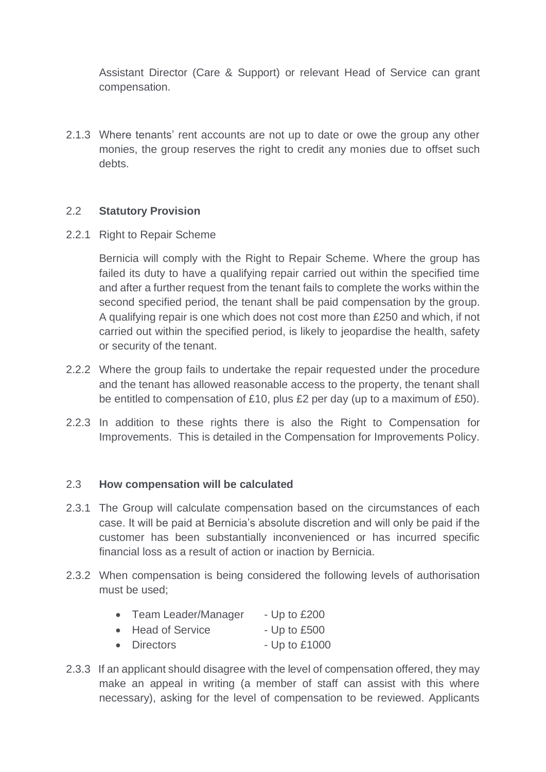Assistant Director (Care & Support) or relevant Head of Service can grant compensation.

2.1.3 Where tenants' rent accounts are not up to date or owe the group any other monies, the group reserves the right to credit any monies due to offset such debts.

## 2.2 Statutory Provision

2.2.1 Right to Repair Scheme

Bernicia will comply with the Right to Repair Scheme. Where the group has failed its duty to have a qualifying repair carried out within the specified time and after a further request from the tenant fails to complete the works within the second specified period, the tenant shall be paid compensation by the group. A qualifying repair is one which does not cost more than £250 and which, if not carried out within the specified period, is likely to jeopardise the health, safety or security of the tenant.

2.2.2 Where the group fails to undertake the repair requested under the procedure and the tenant has allowed reasonable access to the property, the tenant shall be entitled to compensation of £10, plus £2 per day (up to a maximum of £50).

2.2.3 In addition to these rights there is also the Right to Compensation for Improvements. This is detailed in the Compensation for Improvements Policy.

## 2.3 How compensation will be calculated

2.3.1 The Group will calculate compensation based on the circumstances of each case. It will be paid at Bernicia's absolute discretion and will only be paid if the customer has been substantially inconvenienced or has incurred specific financial loss as a result of action or inaction by Bernicia.

2.3.2 When compensation is being considered the following levels of authorisation must be used;

- Team Leader/Manager - Up to £200
- Head of Service - Up to £500
- Directors - Up to £1000

2.3.3 If an applicant should disagree with the level of compensation offered, they may make an appeal in writing (a member of staff can assist with this where necessary), asking for the level of compensation to be reviewed. Applicants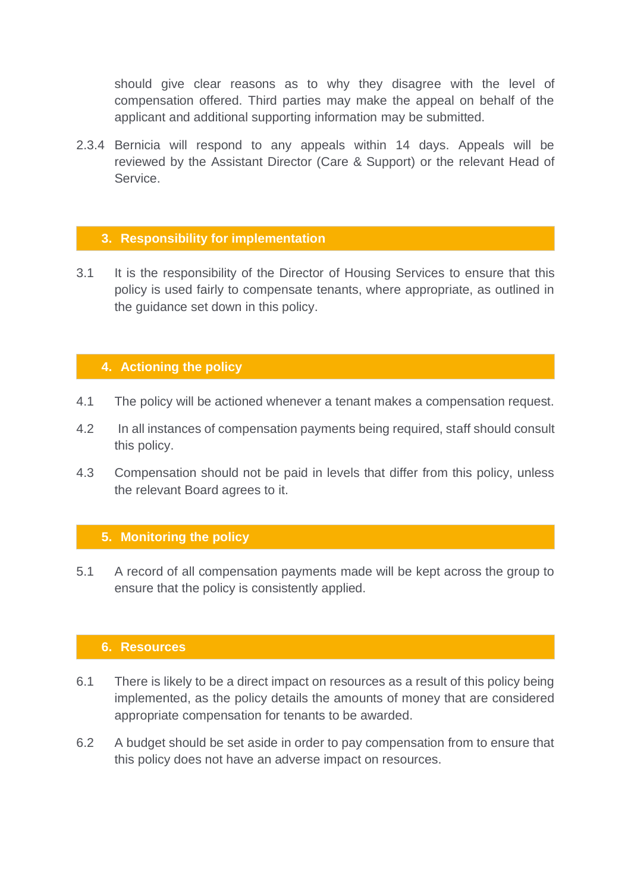should give clear reasons as to why they disagree with the level of compensation offered. Third parties may make the appeal on behalf of the applicant and additional supporting information may be submitted.

2.3.4 Bernicia will respond to any appeals within 14 days. Appeals will be reviewed by the Assistant Director (Care & Support) or the relevant Head of Service.

## 3. Responsibility for implementation

3.1 It is the responsibility of the Director of Housing Services to ensure that this policy is used fairly to compensate tenants, where appropriate, as outlined in the guidance set down in this policy.

## 4. Actioning the policy

4.1 The policy will be actioned whenever a tenant makes a compensation request.

4.2 In all instances of compensation payments being required, staff should consult this policy.

4.3 Compensation should not be paid in levels that differ from this policy, unless the relevant Board agrees to it.

## 5. Monitoring the policy

5.1 A record of all compensation payments made will be kept across the group to ensure that the policy is consistently applied.

## 6. Resources

6.1 There is likely to be a direct impact on resources as a result of this policy being implemented, as the policy details the amounts of money that are considered appropriate compensation for tenants to be awarded.

6.2 A budget should be set aside in order to pay compensation from to ensure that this policy does not have an adverse impact on resources.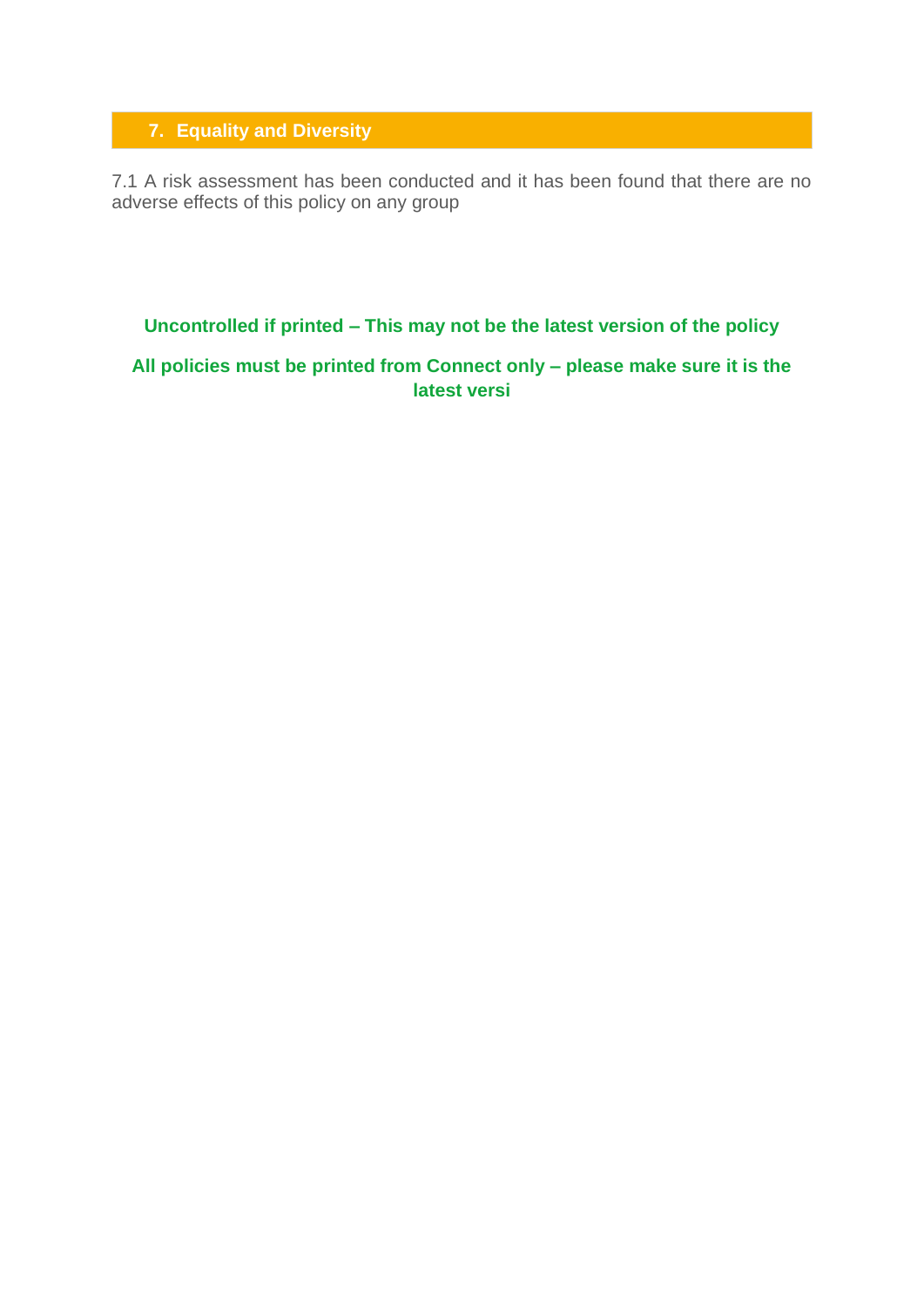## 7. Equality and Diversity

7.1 A risk assessment has been conducted and it has been found that there are no adverse effects of this policy on any group

**Uncontrolled if printed – This may not be the latest version of the policy**

**All policies must be printed from Connect only – please make sure it is the latest versi**